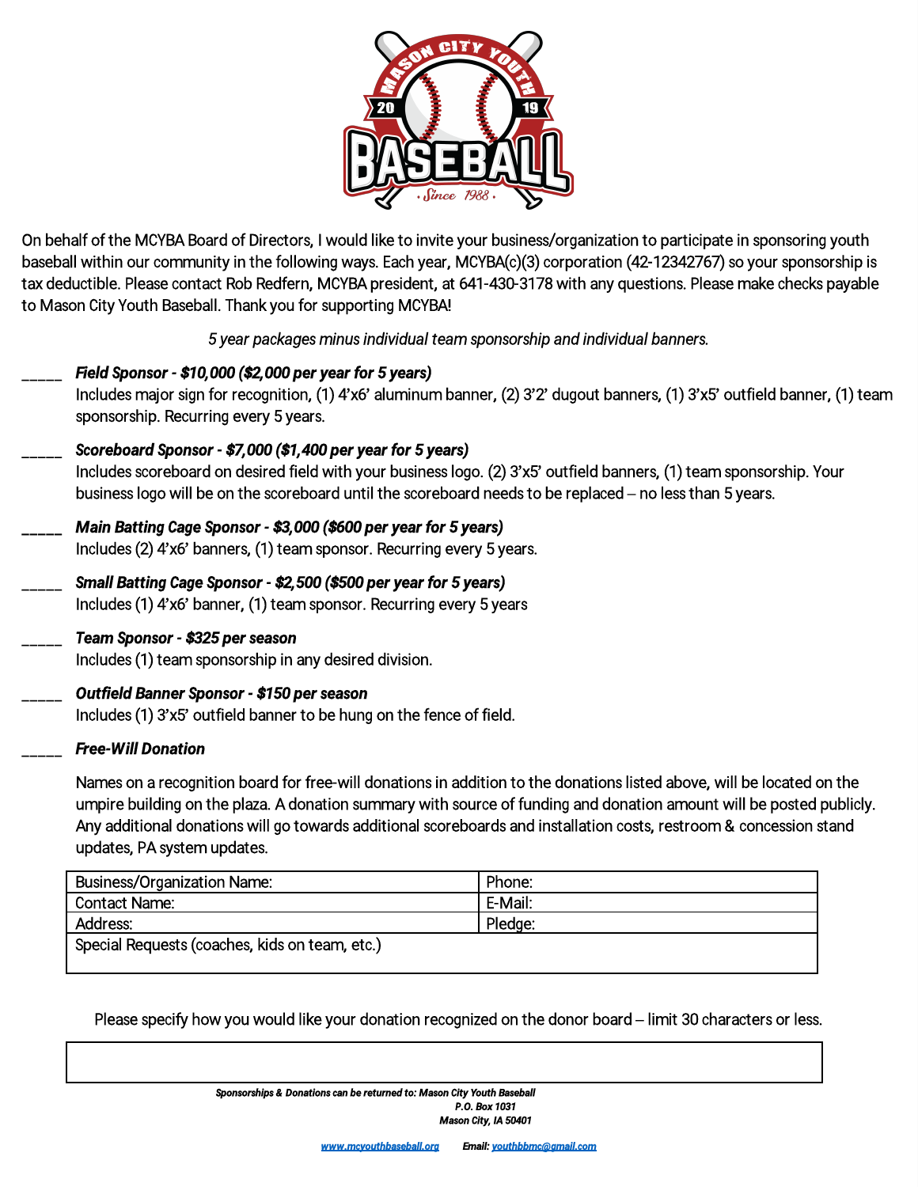MASON CITY YOUTH 20 19 BASEBALL Since 1988

On behalf of the MCYBA Board of Directors, I would like to invite your business/organization to participate in sponsoring youth baseball within our community in the following ways. Each year, MCYBA(c)(3) corporation (42-12342767) so your sponsorship is tax deductible. Please contact Rob Redfern, MCYBA president, at 641-430-3178 with any questions. Please make checks payable to Mason City Youth Baseball. Thank you for supporting MCYBA!

*5 year packages minus individual team sponsorship and individual banners.*

_____ ***Field Sponsor - $10,000 ($2,000 per year for 5 years)***
Includes major sign for recognition, (1) 4'x6' aluminum banner, (2) 3'2' dugout banners, (1) 3'x5' outfield banner, (1) team sponsorship. Recurring every 5 years.

_____ ***Scoreboard Sponsor - $7,000 ($1,400 per year for 5 years)***
Includes scoreboard on desired field with your business logo. (2) 3'x5' outfield banners, (1) team sponsorship. Your business logo will be on the scoreboard until the scoreboard needs to be replaced – no less than 5 years.

_____ ***Main Batting Cage Sponsor - $3,000 ($600 per year for 5 years)***
Includes (2) 4'x6' banners, (1) team sponsor. Recurring every 5 years.

_____ ***Small Batting Cage Sponsor - $2,500 ($500 per year for 5 years)***
Includes (1) 4'x6' banner, (1) team sponsor. Recurring every 5 years

_____ ***Team Sponsor - $325 per season***
Includes (1) team sponsorship in any desired division.

_____ ***Outfield Banner Sponsor - $150 per season***
Includes (1) 3'x5' outfield banner to be hung on the fence of field.

_____ ***Free-Will Donation***

Names on a recognition board for free-will donations in addition to the donations listed above, will be located on the umpire building on the plaza. A donation summary with source of funding and donation amount will be posted publicly. Any additional donations will go towards additional scoreboards and installation costs, restroom & concession stand updates, PA system updates.

| Business/Organization Name: | Phone: |
| --- | --- |
| Contact Name: | E-Mail: |
| Address: | Pledge: |
| Special Requests (coaches, kids on team, etc.) | |

Please specify how you would like your donation recognized on the donor board – limit 30 characters or less.

| |
| --- |
| |

***Sponsorships & Donations can be returned to: Mason City Youth Baseball***
***P.O. Box 1031***
***Mason City, IA 50401***

[www.mcyouthbaseball.org](http://www.mcyouthbaseball.org) ***Email:*** [youthbbmc@gmail.com](mailto:youthbbmc@gmail.com)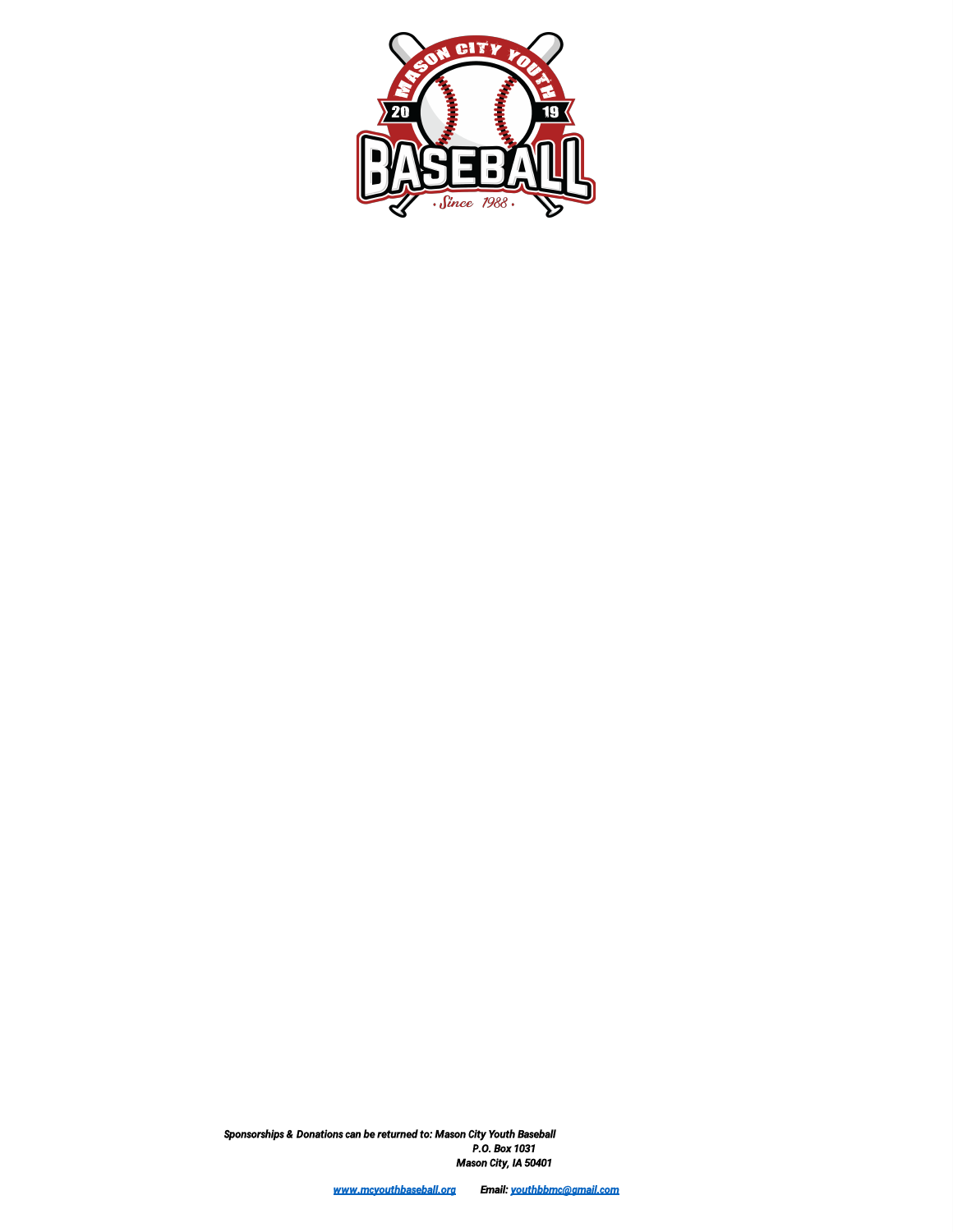***Sponsorships & Donations can be returned to: Mason City Youth Baseball***
***P.O. Box 1031***
***Mason City, IA 50401***

***www.mcyouthbaseball.org*** ***Email: youthbbmc@gmail.com***